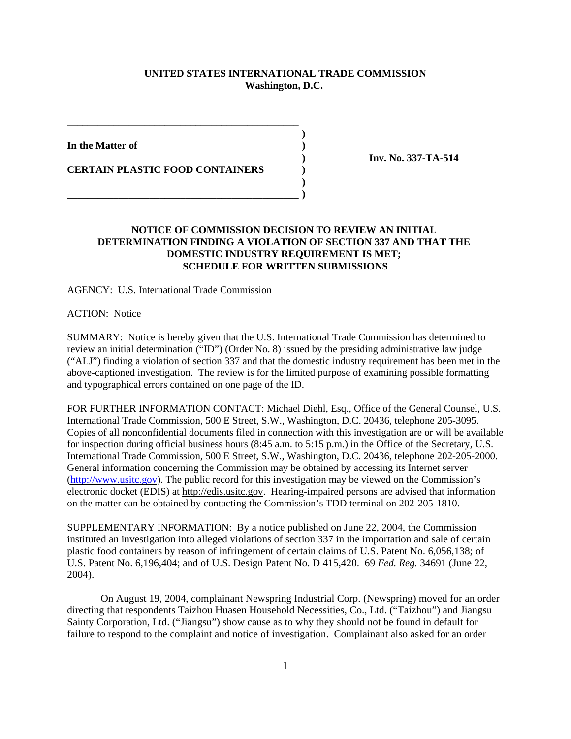**UNITED STATES INTERNATIONAL TRADE COMMISSION**
**Washington, D.C.**

**In the Matter of**

**CERTAIN PLASTIC FOOD CONTAINERS**

**Inv. No. 337-TA-514**

## NOTICE OF COMMISSION DECISION TO REVIEW AN INITIAL DETERMINATION FINDING A VIOLATION OF SECTION 337 AND THAT THE DOMESTIC INDUSTRY REQUIREMENT IS MET; SCHEDULE FOR WRITTEN SUBMISSIONS

AGENCY: U.S. International Trade Commission

ACTION: Notice

SUMMARY: Notice is hereby given that the U.S. International Trade Commission has determined to review an initial determination ("ID") (Order No. 8) issued by the presiding administrative law judge ("ALJ") finding a violation of section 337 and that the domestic industry requirement has been met in the above-captioned investigation. The review is for the limited purpose of examining possible formatting and typographical errors contained on one page of the ID.

FOR FURTHER INFORMATION CONTACT: Michael Diehl, Esq., Office of the General Counsel, U.S. International Trade Commission, 500 E Street, S.W., Washington, D.C. 20436, telephone 205-3095. Copies of all nonconfidential documents filed in connection with this investigation are or will be available for inspection during official business hours (8:45 a.m. to 5:15 p.m.) in the Office of the Secretary, U.S. International Trade Commission, 500 E Street, S.W., Washington, D.C. 20436, telephone 202-205-2000. General information concerning the Commission may be obtained by accessing its Internet server (http://www.usitc.gov). The public record for this investigation may be viewed on the Commission's electronic docket (EDIS) at http://edis.usitc.gov. Hearing-impaired persons are advised that information on the matter can be obtained by contacting the Commission's TDD terminal on 202-205-1810.

SUPPLEMENTARY INFORMATION: By a notice published on June 22, 2004, the Commission instituted an investigation into alleged violations of section 337 in the importation and sale of certain plastic food containers by reason of infringement of certain claims of U.S. Patent No. 6,056,138; of U.S. Patent No. 6,196,404; and of U.S. Design Patent No. D 415,420. 69 *Fed. Reg.* 34691 (June 22, 2004).

On August 19, 2004, complainant Newspring Industrial Corp. (Newspring) moved for an order directing that respondents Taizhou Huasen Household Necessities, Co., Ltd. ("Taizhou") and Jiangsu Sainty Corporation, Ltd. ("Jiangsu") show cause as to why they should not be found in default for failure to respond to the complaint and notice of investigation. Complainant also asked for an order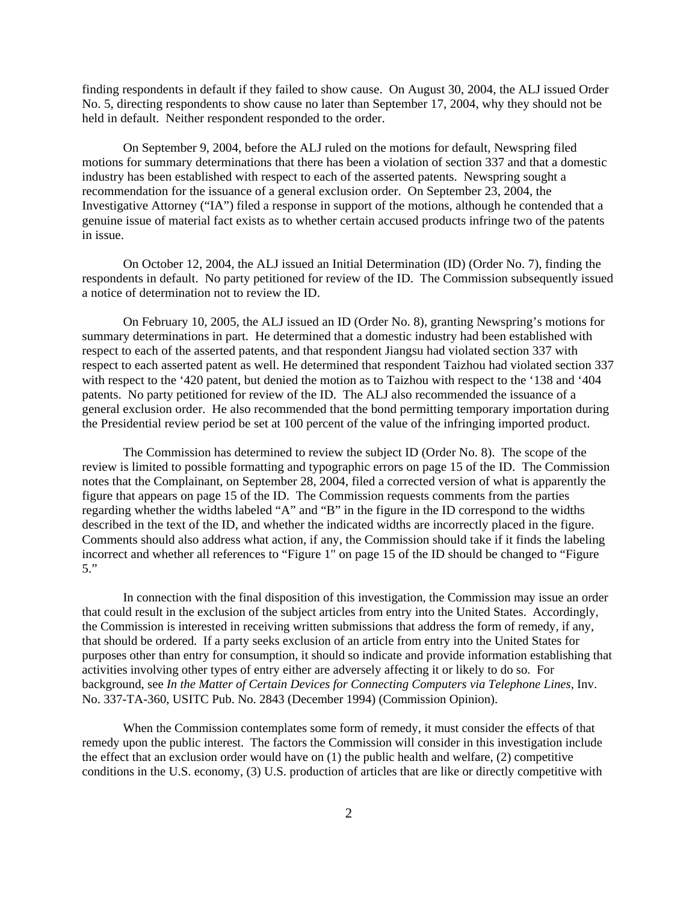finding respondents in default if they failed to show cause. On August 30, 2004, the ALJ issued Order No. 5, directing respondents to show cause no later than September 17, 2004, why they should not be held in default. Neither respondent responded to the order.

On September 9, 2004, before the ALJ ruled on the motions for default, Newspring filed motions for summary determinations that there has been a violation of section 337 and that a domestic industry has been established with respect to each of the asserted patents. Newspring sought a recommendation for the issuance of a general exclusion order. On September 23, 2004, the Investigative Attorney ("IA") filed a response in support of the motions, although he contended that a genuine issue of material fact exists as to whether certain accused products infringe two of the patents in issue.

On October 12, 2004, the ALJ issued an Initial Determination (ID) (Order No. 7), finding the respondents in default. No party petitioned for review of the ID. The Commission subsequently issued a notice of determination not to review the ID.

On February 10, 2005, the ALJ issued an ID (Order No. 8), granting Newspring's motions for summary determinations in part. He determined that a domestic industry had been established with respect to each of the asserted patents, and that respondent Jiangsu had violated section 337 with respect to each asserted patent as well. He determined that respondent Taizhou had violated section 337 with respect to the '420 patent, but denied the motion as to Taizhou with respect to the '138 and '404 patents. No party petitioned for review of the ID. The ALJ also recommended the issuance of a general exclusion order. He also recommended that the bond permitting temporary importation during the Presidential review period be set at 100 percent of the value of the infringing imported product.

The Commission has determined to review the subject ID (Order No. 8). The scope of the review is limited to possible formatting and typographic errors on page 15 of the ID. The Commission notes that the Complainant, on September 28, 2004, filed a corrected version of what is apparently the figure that appears on page 15 of the ID. The Commission requests comments from the parties regarding whether the widths labeled "A" and "B" in the figure in the ID correspond to the widths described in the text of the ID, and whether the indicated widths are incorrectly placed in the figure. Comments should also address what action, if any, the Commission should take if it finds the labeling incorrect and whether all references to "Figure 1" on page 15 of the ID should be changed to "Figure 5."

In connection with the final disposition of this investigation, the Commission may issue an order that could result in the exclusion of the subject articles from entry into the United States. Accordingly, the Commission is interested in receiving written submissions that address the form of remedy, if any, that should be ordered. If a party seeks exclusion of an article from entry into the United States for purposes other than entry for consumption, it should so indicate and provide information establishing that activities involving other types of entry either are adversely affecting it or likely to do so. For background, see *In the Matter of Certain Devices for Connecting Computers via Telephone Lines*, Inv. No. 337-TA-360, USITC Pub. No. 2843 (December 1994) (Commission Opinion).

When the Commission contemplates some form of remedy, it must consider the effects of that remedy upon the public interest. The factors the Commission will consider in this investigation include the effect that an exclusion order would have on (1) the public health and welfare, (2) competitive conditions in the U.S. economy, (3) U.S. production of articles that are like or directly competitive with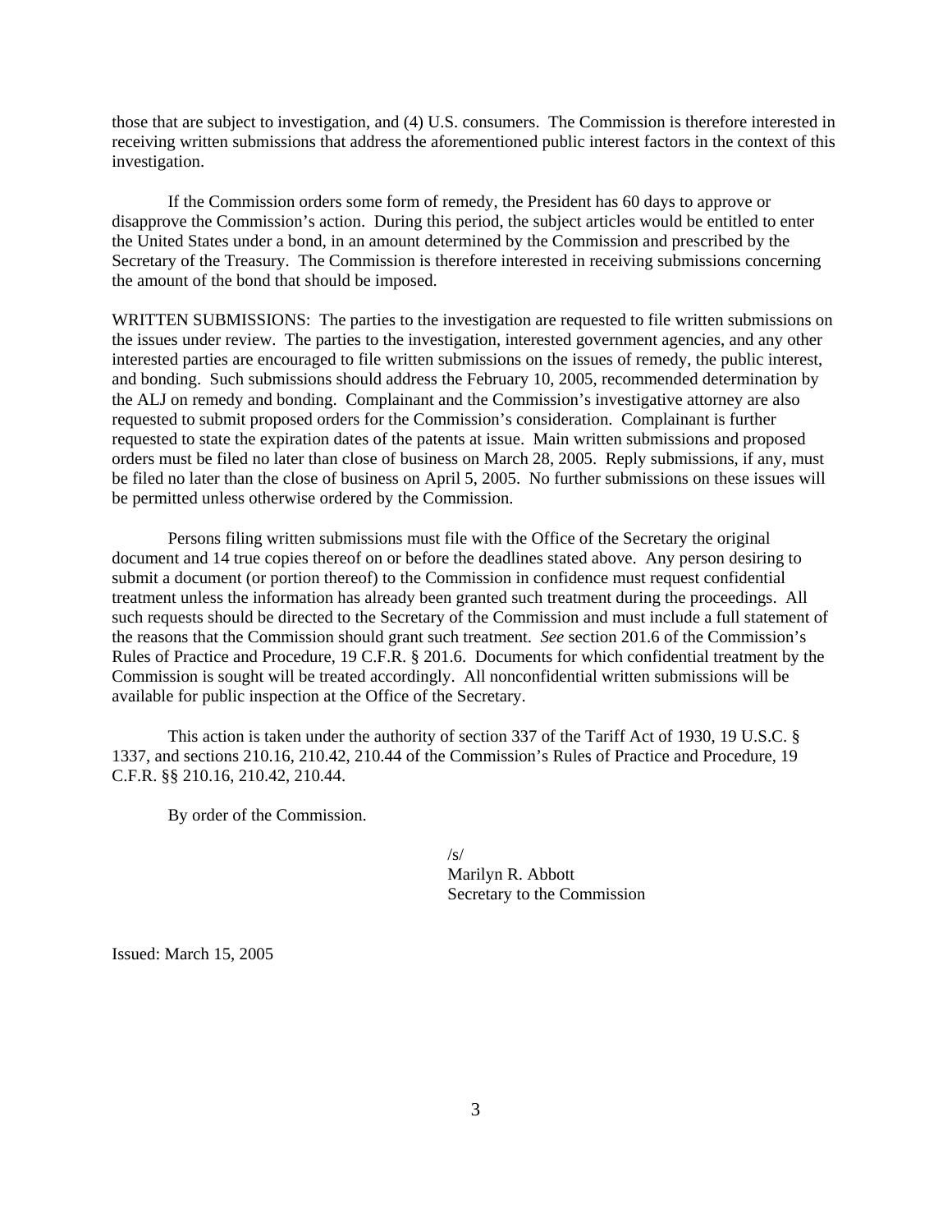those that are subject to investigation, and (4) U.S. consumers. The Commission is therefore interested in receiving written submissions that address the aforementioned public interest factors in the context of this investigation.

If the Commission orders some form of remedy, the President has 60 days to approve or disapprove the Commission's action. During this period, the subject articles would be entitled to enter the United States under a bond, in an amount determined by the Commission and prescribed by the Secretary of the Treasury. The Commission is therefore interested in receiving submissions concerning the amount of the bond that should be imposed.

WRITTEN SUBMISSIONS: The parties to the investigation are requested to file written submissions on the issues under review. The parties to the investigation, interested government agencies, and any other interested parties are encouraged to file written submissions on the issues of remedy, the public interest, and bonding. Such submissions should address the February 10, 2005, recommended determination by the ALJ on remedy and bonding. Complainant and the Commission's investigative attorney are also requested to submit proposed orders for the Commission's consideration. Complainant is further requested to state the expiration dates of the patents at issue. Main written submissions and proposed orders must be filed no later than close of business on March 28, 2005. Reply submissions, if any, must be filed no later than the close of business on April 5, 2005. No further submissions on these issues will be permitted unless otherwise ordered by the Commission.

Persons filing written submissions must file with the Office of the Secretary the original document and 14 true copies thereof on or before the deadlines stated above. Any person desiring to submit a document (or portion thereof) to the Commission in confidence must request confidential treatment unless the information has already been granted such treatment during the proceedings. All such requests should be directed to the Secretary of the Commission and must include a full statement of the reasons that the Commission should grant such treatment. *See* section 201.6 of the Commission's Rules of Practice and Procedure, 19 C.F.R. § 201.6. Documents for which confidential treatment by the Commission is sought will be treated accordingly. All nonconfidential written submissions will be available for public inspection at the Office of the Secretary.

This action is taken under the authority of section 337 of the Tariff Act of 1930, 19 U.S.C. § 1337, and sections 210.16, 210.42, 210.44 of the Commission's Rules of Practice and Procedure, 19 C.F.R. §§ 210.16, 210.42, 210.44.

By order of the Commission.

/s/
Marilyn R. Abbott
Secretary to the Commission

Issued: March 15, 2005